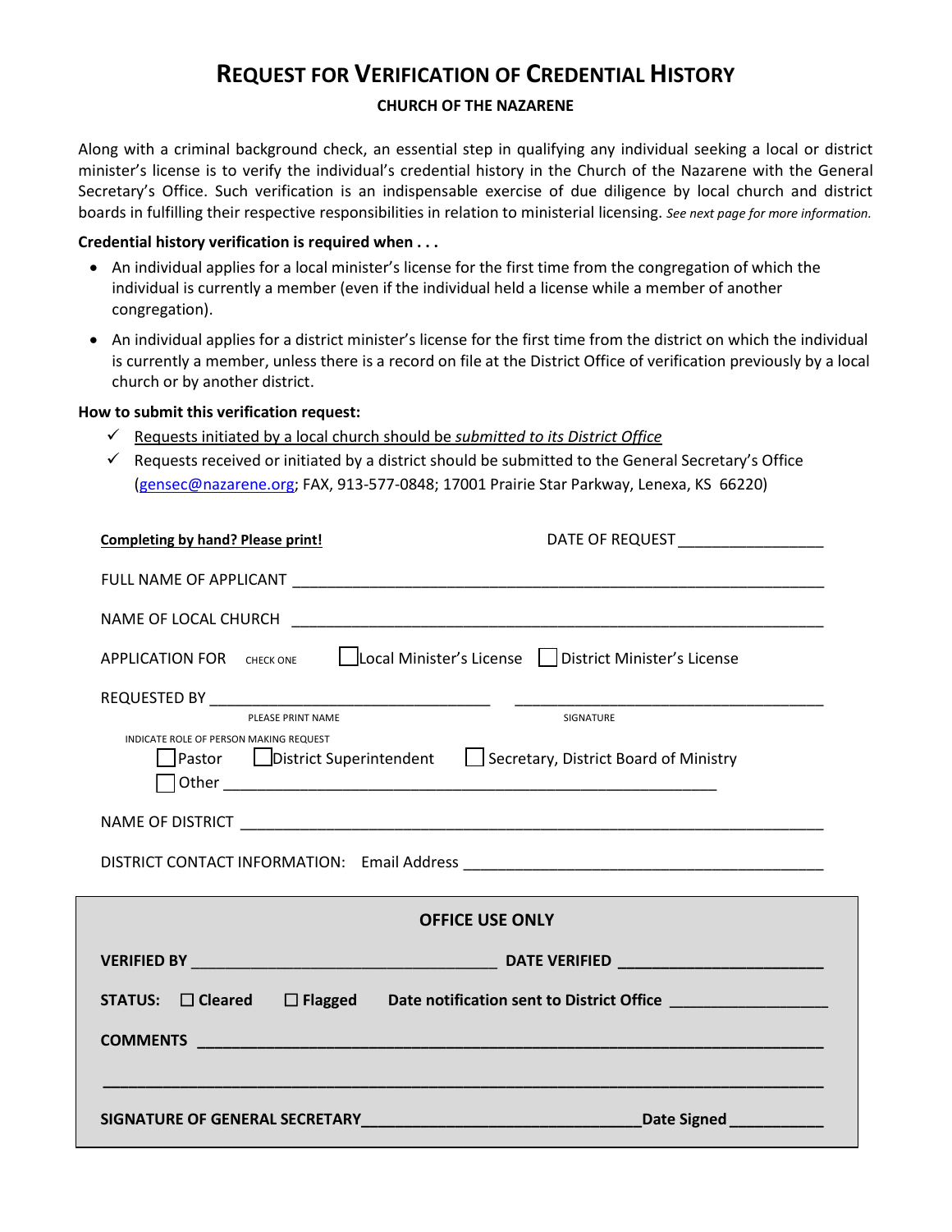# REQUEST FOR VERIFICATION OF CREDENTIAL HISTORY

**CHURCH OF THE NAZARENE**

Along with a criminal background check, an essential step in qualifying any individual seeking a local or district minister's license is to verify the individual's credential history in the Church of the Nazarene with the General Secretary's Office. Such verification is an indispensable exercise of due diligence by local church and district boards in fulfilling their respective responsibilities in relation to ministerial licensing. *See next page for more information.*

**Credential history verification is required when . . .**

- An individual applies for a local minister's license for the first time from the congregation of which the individual is currently a member (even if the individual held a license while a member of another congregation).
- An individual applies for a district minister's license for the first time from the district on which the individual is currently a member, unless there is a record on file at the District Office of verification previously by a local church or by another district.

**How to submit this verification request:**

- ✓ Requests initiated by a local church should be *submitted to its District Office*
- ✓ Requests received or initiated by a district should be submitted to the General Secretary's Office (gensec@nazarene.org; FAX, 913-577-0848; 17001 Prairie Star Parkway, Lenexa, KS 66220)

**Completing by hand? Please print!**

DATE OF REQUEST _________________

FULL NAME OF APPLICANT _________________________________________________________________

NAME OF LOCAL CHURCH _________________________________________________________________

APPLICATION FOR (CHECK ONE) ☐ Local Minister's License ☐ District Minister's License

REQUESTED BY ________________________________ ____________________________________
PLEASE PRINT NAME SIGNATURE

INDICATE ROLE OF PERSON MAKING REQUEST
☐ Pastor ☐ District Superintendent ☐ Secretary, District Board of Ministry
☐ Other _________________________________________________________

NAME OF DISTRICT _________________________________________________________________

DISTRICT CONTACT INFORMATION: Email Address __________________________________________

**OFFICE USE ONLY**

**VERIFIED BY** ___________________________________ **DATE VERIFIED** _______________________

**STATUS:** ☐ **Cleared** ☐ **Flagged** **Date notification sent to District Office** _________________

**COMMENTS** _________________________________________________________________________

_____________________________________________________________________________________

**SIGNATURE OF GENERAL SECRETARY**_______________________________**Date Signed** __________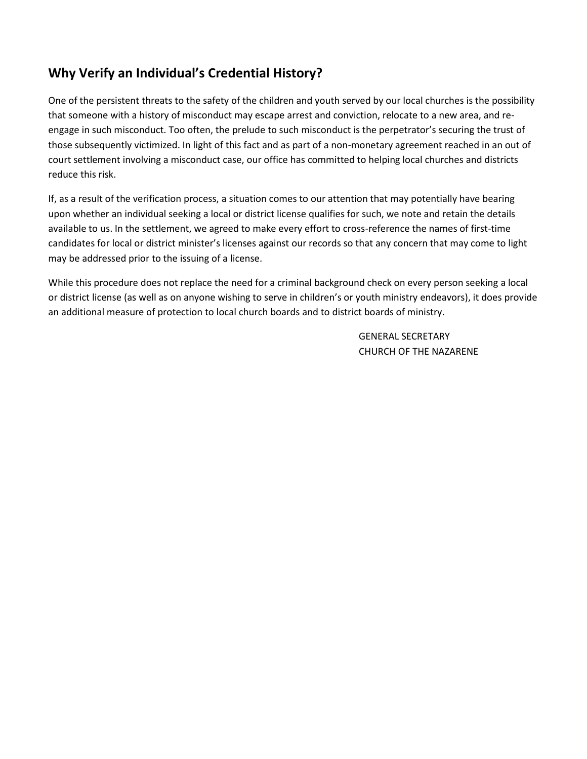## Why Verify an Individual's Credential History?

One of the persistent threats to the safety of the children and youth served by our local churches is the possibility that someone with a history of misconduct may escape arrest and conviction, relocate to a new area, and re-engage in such misconduct. Too often, the prelude to such misconduct is the perpetrator's securing the trust of those subsequently victimized. In light of this fact and as part of a non-monetary agreement reached in an out of court settlement involving a misconduct case, our office has committed to helping local churches and districts reduce this risk.

If, as a result of the verification process, a situation comes to our attention that may potentially have bearing upon whether an individual seeking a local or district license qualifies for such, we note and retain the details available to us. In the settlement, we agreed to make every effort to cross-reference the names of first-time candidates for local or district minister's licenses against our records so that any concern that may come to light may be addressed prior to the issuing of a license.

While this procedure does not replace the need for a criminal background check on every person seeking a local or district license (as well as on anyone wishing to serve in children's or youth ministry endeavors), it does provide an additional measure of protection to local church boards and to district boards of ministry.

GENERAL SECRETARY
CHURCH OF THE NAZARENE